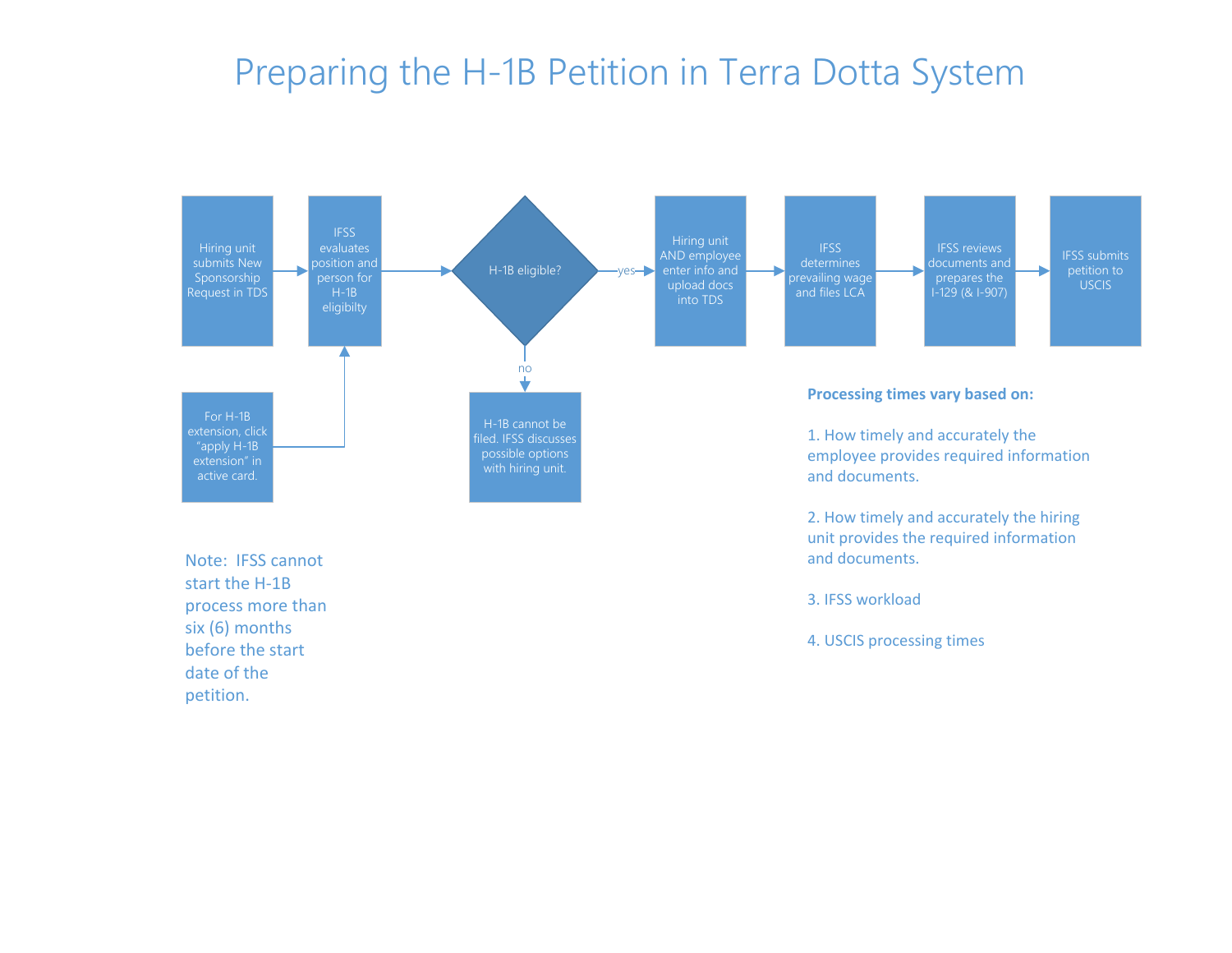# Preparing the H-1B Petition in Terra Dotta System

Hiring unit submits New Sponsorship Request in TDS

IFSS evaluates position and person for H-1B eligibilty

For H-1B extension, click "apply H-1B extension" in active card.

H-1B eligible?

yes

Hiring unit AND employee enter info and upload docs into TDS

IFSS determines prevailing wage and files LCA

IFSS reviews documents and prepares the I-129 (& I-907)

IFSS submits petition to USCIS

no

H-1B cannot be filed. IFSS discusses possible options with hiring unit.

Note: IFSS cannot start the H-1B process more than six (6) months before the start date of the petition.

**Processing times vary based on:**

1. How timely and accurately the employee provides required information and documents.

2. How timely and accurately the hiring unit provides the required information and documents.

3. IFSS workload

4. USCIS processing times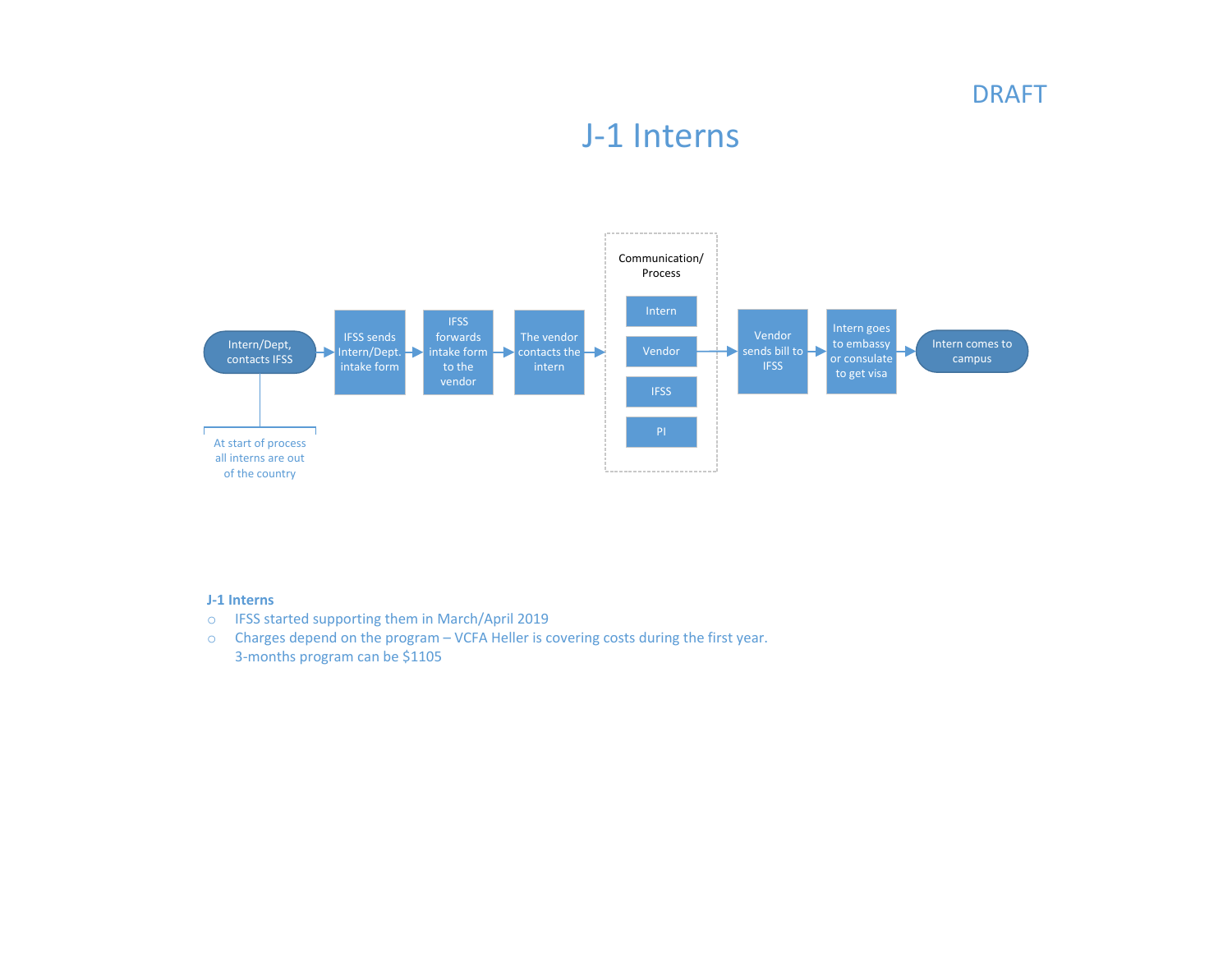DRAFT

# J-1 Interns

Intern/Dept, contacts IFSS

IFSS sends Intern/Dept. intake form

IFSS forwards intake form to the vendor

The vendor contacts the intern

Communication/ Process

Intern

Vendor

IFSS

PI

Vendor sends bill to IFSS

Intern goes to embassy or consulate to get visa

Intern comes to campus

At start of process all interns are out of the country

**J-1 Interns**

- IFSS started supporting them in March/April 2019
- Charges depend on the program – VCFA Heller is covering costs during the first year. 3-months program can be $1105